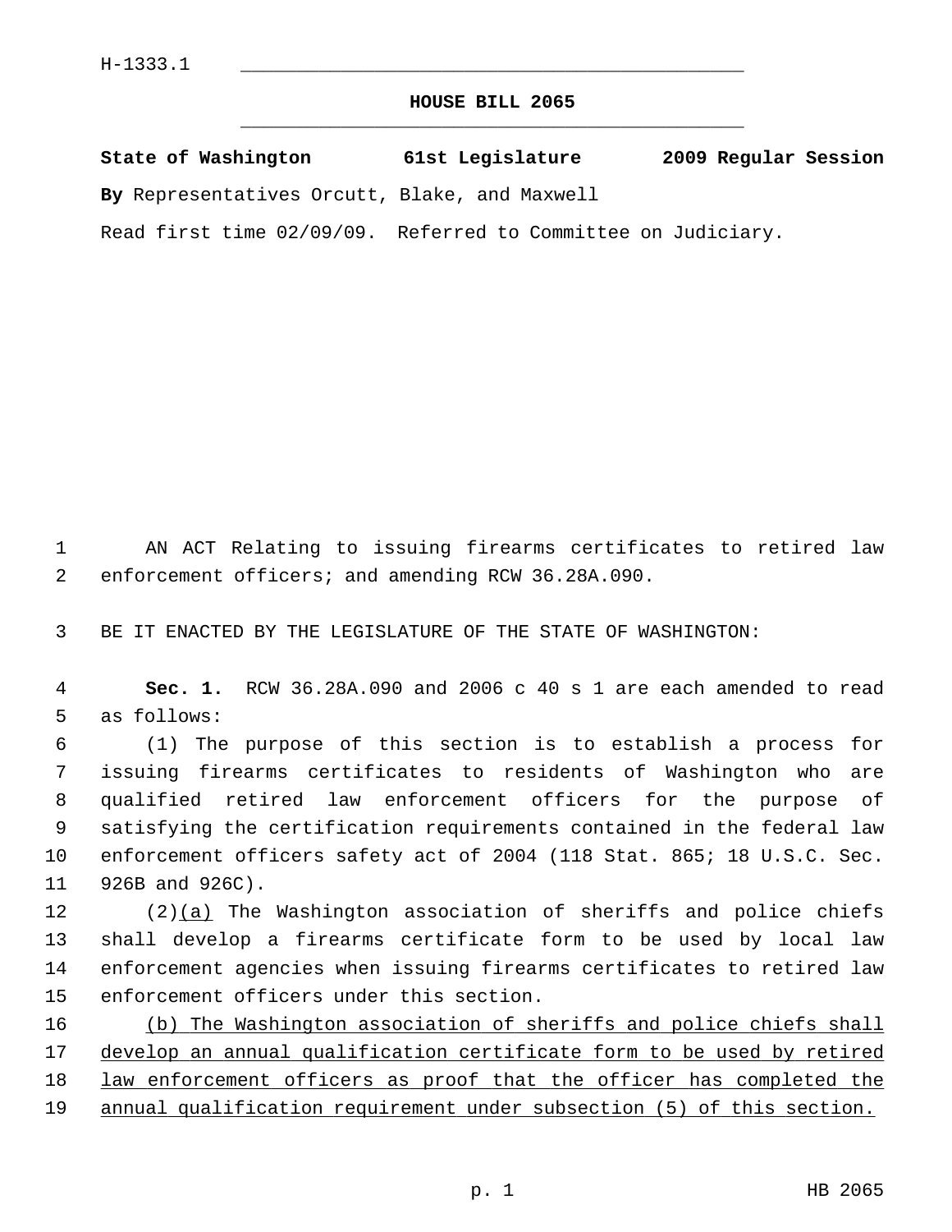H-1333.1

# HOUSE BILL 2065

**State of Washington 61st Legislature 2009 Regular Session**

**By** Representatives Orcutt, Blake, and Maxwell

Read first time 02/09/09. Referred to Committee on Judiciary.

AN ACT Relating to issuing firearms certificates to retired law enforcement officers; and amending RCW 36.28A.090.

BE IT ENACTED BY THE LEGISLATURE OF THE STATE OF WASHINGTON:

**Sec. 1.** RCW 36.28A.090 and 2006 c 40 s 1 are each amended to read as follows:

(1) The purpose of this section is to establish a process for issuing firearms certificates to residents of Washington who are qualified retired law enforcement officers for the purpose of satisfying the certification requirements contained in the federal law enforcement officers safety act of 2004 (118 Stat. 865; 18 U.S.C. Sec. 926B and 926C).

(2)<u>(a)</u> The Washington association of sheriffs and police chiefs shall develop a firearms certificate form to be used by local law enforcement agencies when issuing firearms certificates to retired law enforcement officers under this section.

<u>(b) The Washington association of sheriffs and police chiefs shall develop an annual qualification certificate form to be used by retired law enforcement officers as proof that the officer has completed the annual qualification requirement under subsection (5) of this section.</u>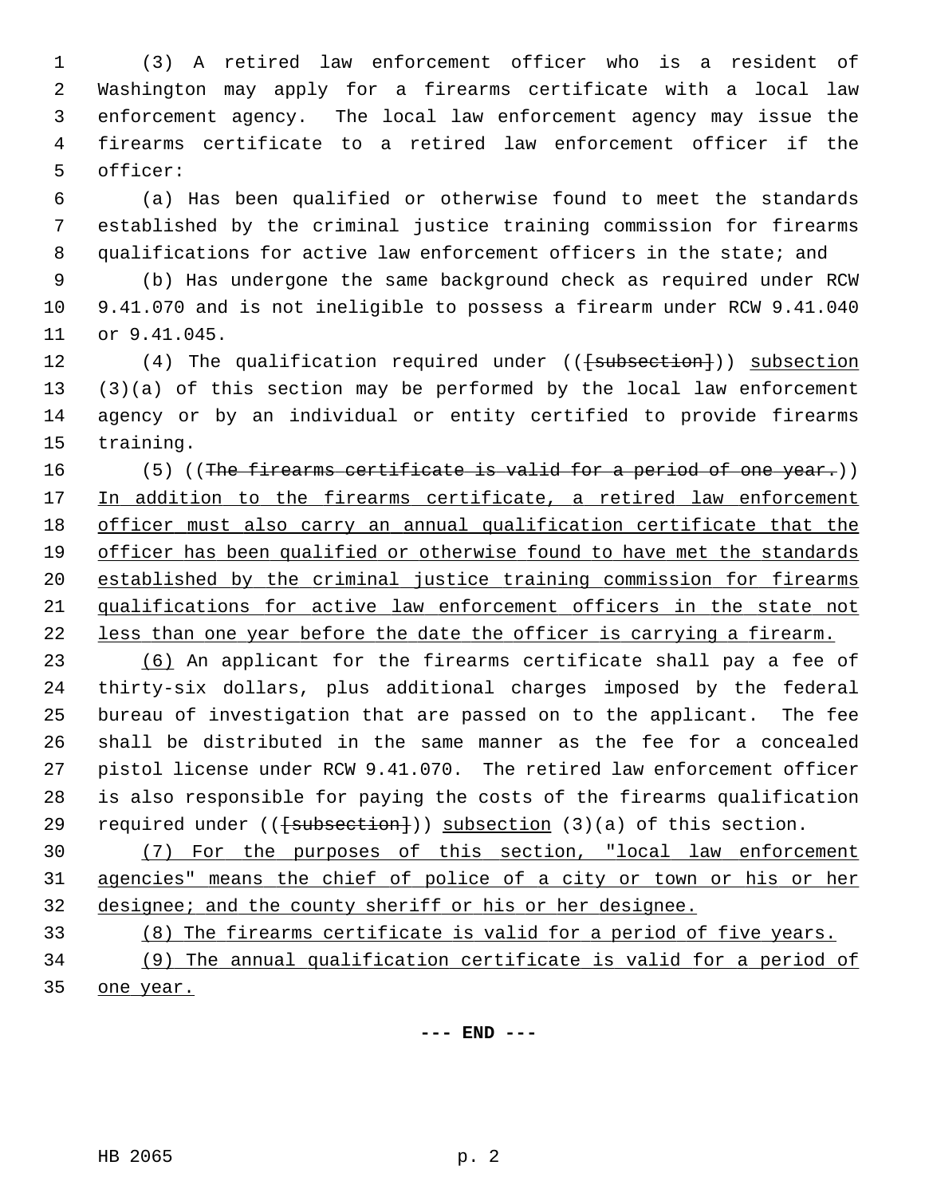(3) A retired law enforcement officer who is a resident of Washington may apply for a firearms certificate with a local law enforcement agency. The local law enforcement agency may issue the firearms certificate to a retired law enforcement officer if the officer:

(a) Has been qualified or otherwise found to meet the standards established by the criminal justice training commission for firearms qualifications for active law enforcement officers in the state; and

(b) Has undergone the same background check as required under RCW 9.41.070 and is not ineligible to possess a firearm under RCW 9.41.040 or 9.41.045.

(4) The qualification required under (( ~~[subsection]~~ )) <u>subsection</u> (3)(a) of this section may be performed by the local law enforcement agency or by an individual or entity certified to provide firearms training.

(5) (( ~~The firearms certificate is valid for a period of one year.~~ )) <u>In addition to the firearms certificate, a retired law enforcement officer must also carry an annual qualification certificate that the officer has been qualified or otherwise found to have met the standards established by the criminal justice training commission for firearms qualifications for active law enforcement officers in the state not less than one year before the date the officer is carrying a firearm.</u>

<u>(6)</u> An applicant for the firearms certificate shall pay a fee of thirty-six dollars, plus additional charges imposed by the federal bureau of investigation that are passed on to the applicant. The fee shall be distributed in the same manner as the fee for a concealed pistol license under RCW 9.41.070. The retired law enforcement officer is also responsible for paying the costs of the firearms qualification required under (( ~~[subsection]~~ )) <u>subsection</u> (3)(a) of this section.

<u>(7) For the purposes of this section, "local law enforcement agencies" means the chief of police of a city or town or his or her designee; and the county sheriff or his or her designee.</u>

<u>(8) The firearms certificate is valid for a period of five years.</u>

<u>(9) The annual qualification certificate is valid for a period of one year.</u>

**--- END ---**